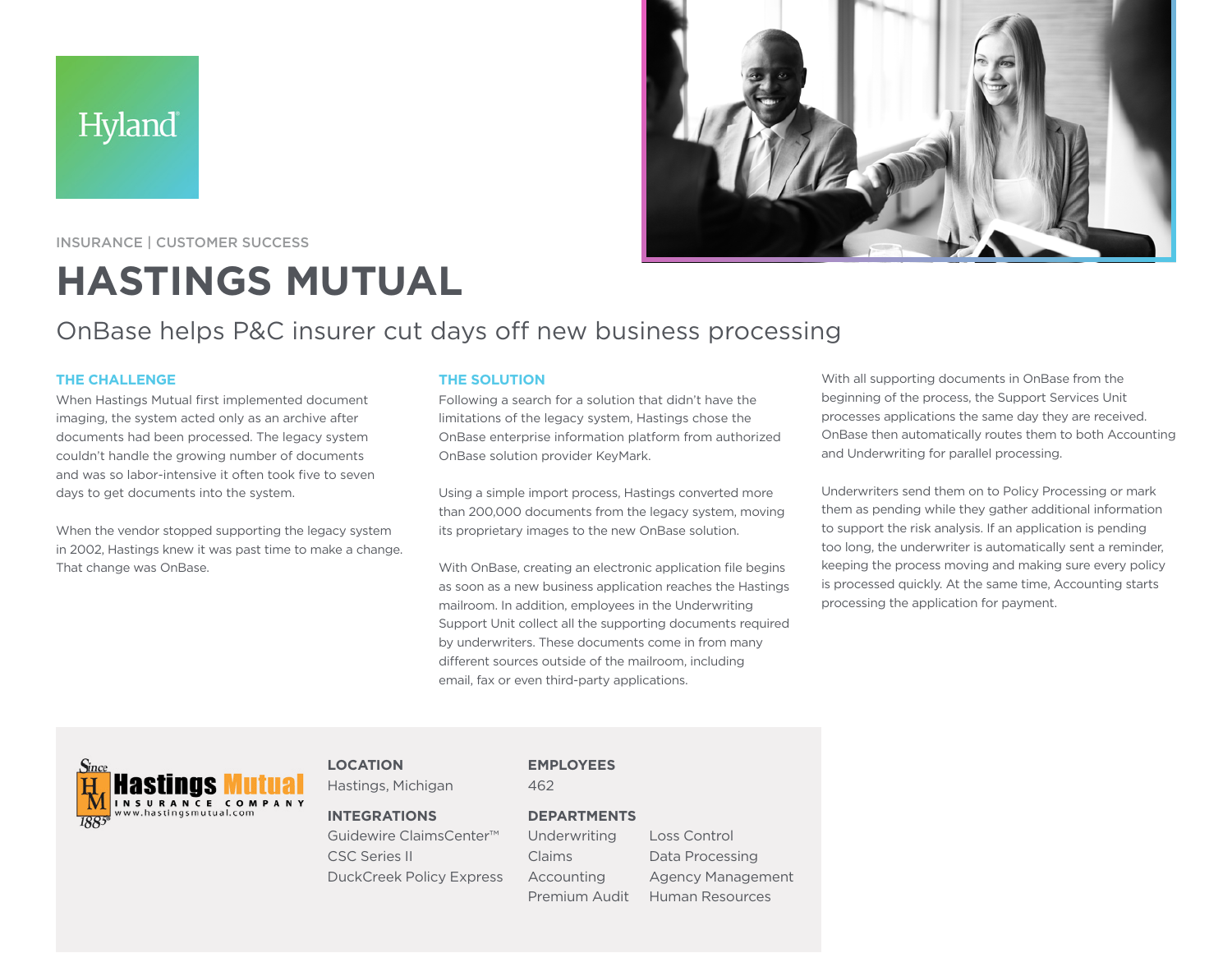Hyland

INSURANCE | CUSTOMER SUCCESS

# HASTINGS MUTUAL

## OnBase helps P&C insurer cut days off new business processing

### THE CHALLENGE

When Hastings Mutual first implemented document imaging, the system acted only as an archive after documents had been processed. The legacy system couldn't handle the growing number of documents and was so labor-intensive it often took five to seven days to get documents into the system.

When the vendor stopped supporting the legacy system in 2002, Hastings knew it was past time to make a change. That change was OnBase.

### THE SOLUTION

Following a search for a solution that didn't have the limitations of the legacy system, Hastings chose the OnBase enterprise information platform from authorized OnBase solution provider KeyMark.

Using a simple import process, Hastings converted more than 200,000 documents from the legacy system, moving its proprietary images to the new OnBase solution.

With OnBase, creating an electronic application file begins as soon as a new business application reaches the Hastings mailroom. In addition, employees in the Underwriting Support Unit collect all the supporting documents required by underwriters. These documents come in from many different sources outside of the mailroom, including email, fax or even third-party applications.

With all supporting documents in OnBase from the beginning of the process, the Support Services Unit processes applications the same day they are received. OnBase then automatically routes them to both Accounting and Underwriting for parallel processing.

Underwriters send them on to Policy Processing or mark them as pending while they gather additional information to support the risk analysis. If an application is pending too long, the underwriter is automatically sent a reminder, keeping the process moving and making sure every policy is processed quickly. At the same time, Accounting starts processing the application for payment.

---

Since 1885 Hastings Mutual INSURANCE COMPANY www.hastingsmutual.com

**LOCATION**
Hastings, Michigan

**EMPLOYEES**
462

**INTEGRATIONS**
- Guidewire ClaimsCenter™
- CSC Series II
- DuckCreek Policy Express

**DEPARTMENTS**
- Underwriting
- Claims
- Accounting
- Premium Audit
- Loss Control
- Data Processing
- Agency Management
- Human Resources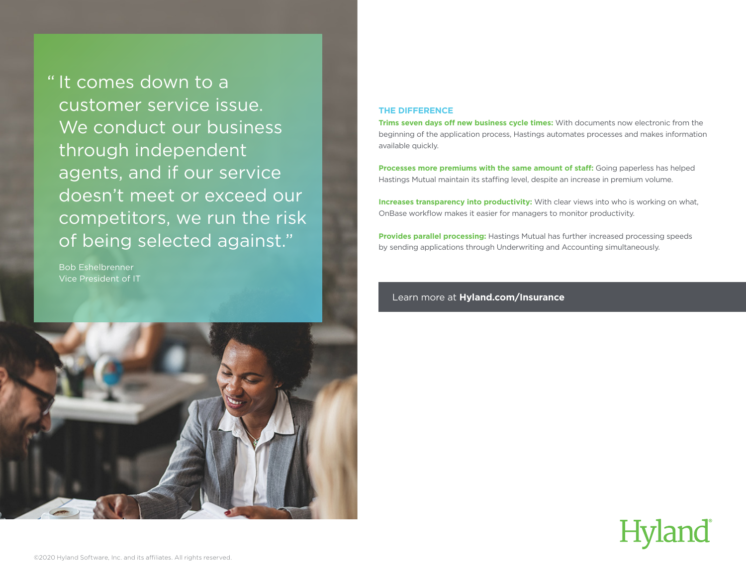> "It comes down to a customer service issue. We conduct our business through independent agents, and if our service doesn't meet or exceed our competitors, we run the risk of being selected against."
>
> Bob Eshelbrenner
> Vice President of IT

## THE DIFFERENCE

**Trims seven days off new business cycle times:** With documents now electronic from the beginning of the application process, Hastings automates processes and makes information available quickly.

**Processes more premiums with the same amount of staff:** Going paperless has helped Hastings Mutual maintain its staffing level, despite an increase in premium volume.

**Increases transparency into productivity:** With clear views into who is working on what, OnBase workflow makes it easier for managers to monitor productivity.

**Provides parallel processing:** Hastings Mutual has further increased processing speeds by sending applications through Underwriting and Accounting simultaneously.

Learn more at **Hyland.com/Insurance**

Hyland®

©2020 Hyland Software, Inc. and its affiliates. All rights reserved.